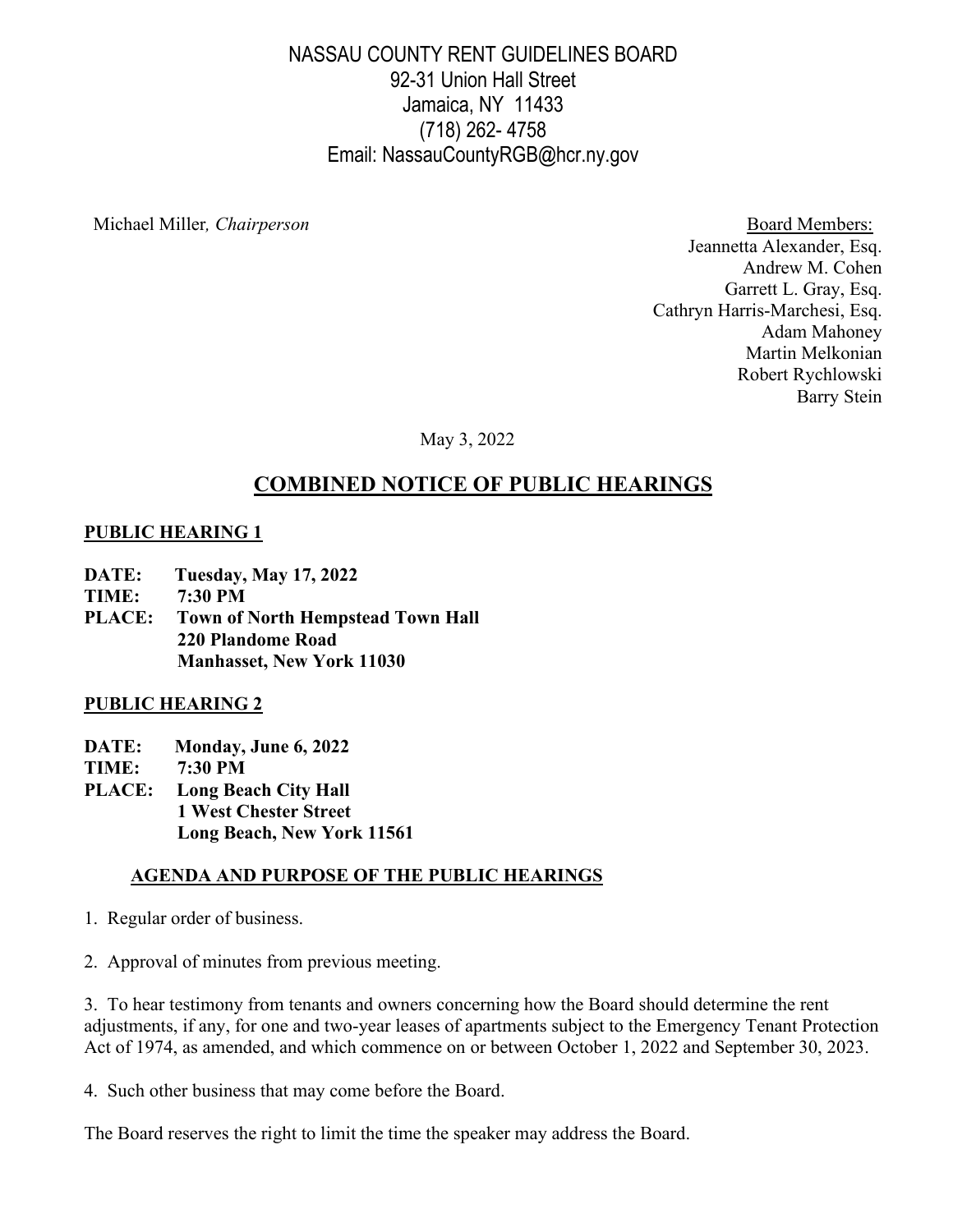# NASSAU COUNTY RENT GUIDELINES BOARD

92-31 Union Hall Street
Jamaica, NY 11433
(718) 262- 4758
Email: NassauCountyRGB@hcr.ny.gov

Michael Miller, *Chairperson*

Board Members:
Jeannetta Alexander, Esq.
Andrew M. Cohen
Garrett L. Gray, Esq.
Cathryn Harris-Marchesi, Esq.
Adam Mahoney
Martin Melkonian
Robert Rychlowski
Barry Stein

May 3, 2022

## COMBINED NOTICE OF PUBLIC HEARINGS

### PUBLIC HEARING 1

**DATE:** **Tuesday, May 17, 2022**
**TIME:** **7:30 PM**
**PLACE:** **Town of North Hempstead Town Hall**
**220 Plandome Road**
**Manhasset, New York 11030**

### PUBLIC HEARING 2

**DATE:** **Monday, June 6, 2022**
**TIME:** **7:30 PM**
**PLACE:** **Long Beach City Hall**
**1 West Chester Street**
**Long Beach, New York 11561**

### AGENDA AND PURPOSE OF THE PUBLIC HEARINGS

1. Regular order of business.

2. Approval of minutes from previous meeting.

3. To hear testimony from tenants and owners concerning how the Board should determine the rent adjustments, if any, for one and two-year leases of apartments subject to the Emergency Tenant Protection Act of 1974, as amended, and which commence on or between October 1, 2022 and September 30, 2023.

4. Such other business that may come before the Board.

The Board reserves the right to limit the time the speaker may address the Board.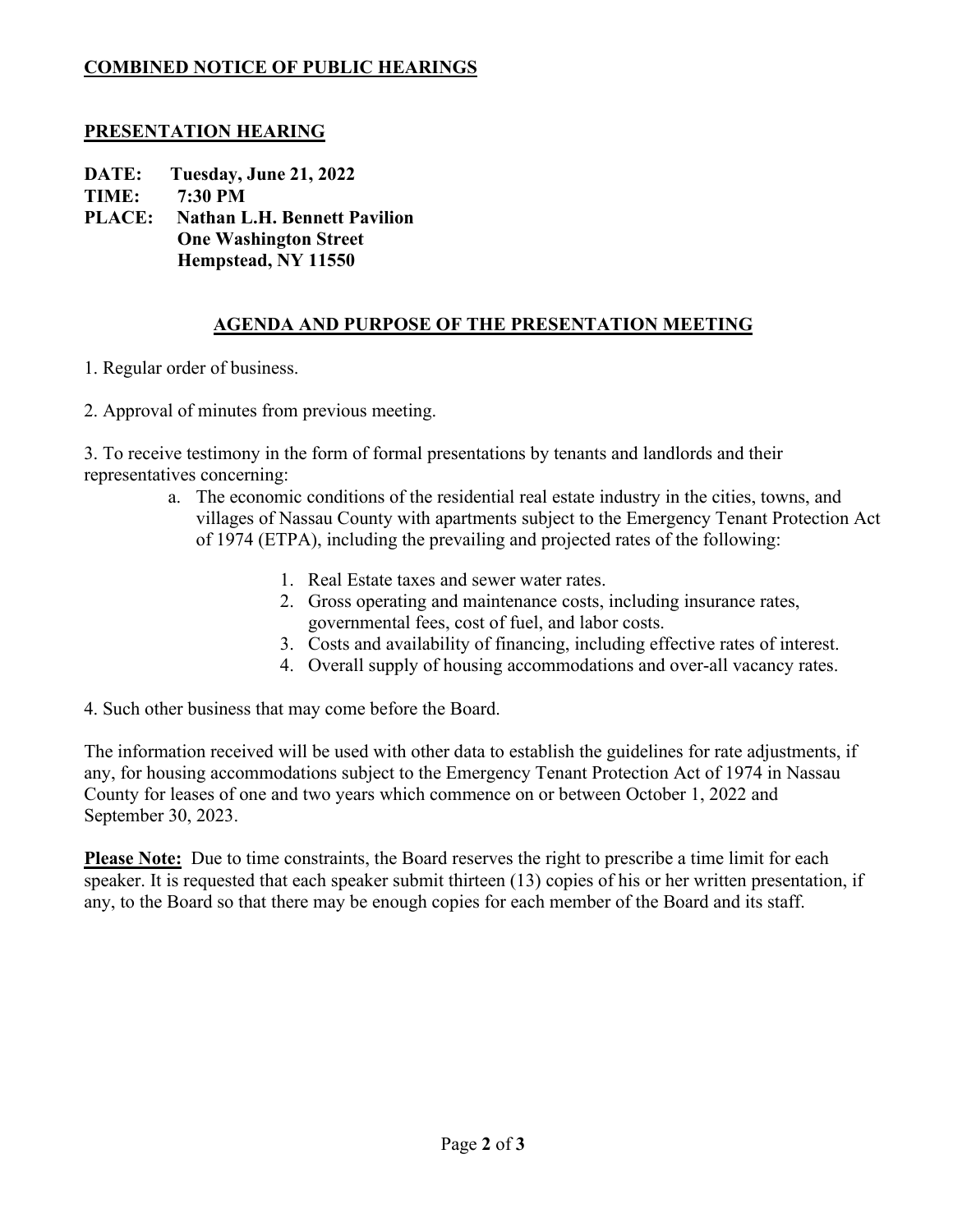## COMBINED NOTICE OF PUBLIC HEARINGS

### PRESENTATION HEARING

**DATE:** **Tuesday, June 21, 2022**
**TIME:** **7:30 PM**
**PLACE:** **Nathan L.H. Bennett Pavilion**
**One Washington Street**
**Hempstead, NY 11550**

### AGENDA AND PURPOSE OF THE PRESENTATION MEETING

1. Regular order of business.

2. Approval of minutes from previous meeting.

3. To receive testimony in the form of formal presentations by tenants and landlords and their representatives concerning:

   a. The economic conditions of the residential real estate industry in the cities, towns, and villages of Nassau County with apartments subject to the Emergency Tenant Protection Act of 1974 (ETPA), including the prevailing and projected rates of the following:

      1. Real Estate taxes and sewer water rates.
      2. Gross operating and maintenance costs, including insurance rates, governmental fees, cost of fuel, and labor costs.
      3. Costs and availability of financing, including effective rates of interest.
      4. Overall supply of housing accommodations and over-all vacancy rates.

4. Such other business that may come before the Board.

The information received will be used with other data to establish the guidelines for rate adjustments, if any, for housing accommodations subject to the Emergency Tenant Protection Act of 1974 in Nassau County for leases of one and two years which commence on or between October 1, 2022 and September 30, 2023.

**Please Note:** Due to time constraints, the Board reserves the right to prescribe a time limit for each speaker. It is requested that each speaker submit thirteen (13) copies of his or her written presentation, if any, to the Board so that there may be enough copies for each member of the Board and its staff.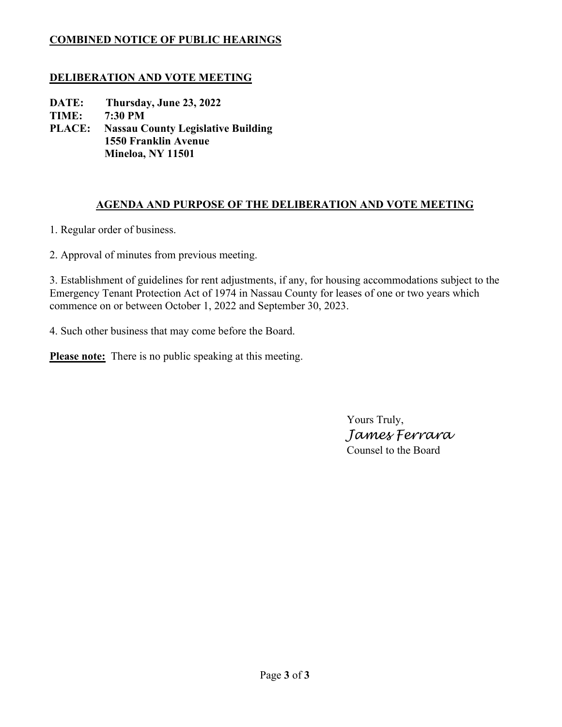**COMBINED NOTICE OF PUBLIC HEARINGS**

**DELIBERATION AND VOTE MEETING**

**DATE:** **Thursday, June 23, 2022**
**TIME:** **7:30 PM**
**PLACE:** **Nassau County Legislative Building**
**1550 Franklin Avenue**
**Mineloa, NY 11501**

**AGENDA AND PURPOSE OF THE DELIBERATION AND VOTE MEETING**

1. Regular order of business.

2. Approval of minutes from previous meeting.

3. Establishment of guidelines for rent adjustments, if any, for housing accommodations subject to the Emergency Tenant Protection Act of 1974 in Nassau County for leases of one or two years which commence on or between October 1, 2022 and September 30, 2023.

4. Such other business that may come before the Board.

**Please note:** There is no public speaking at this meeting.

Yours Truly,
*James Ferrara*
Counsel to the Board